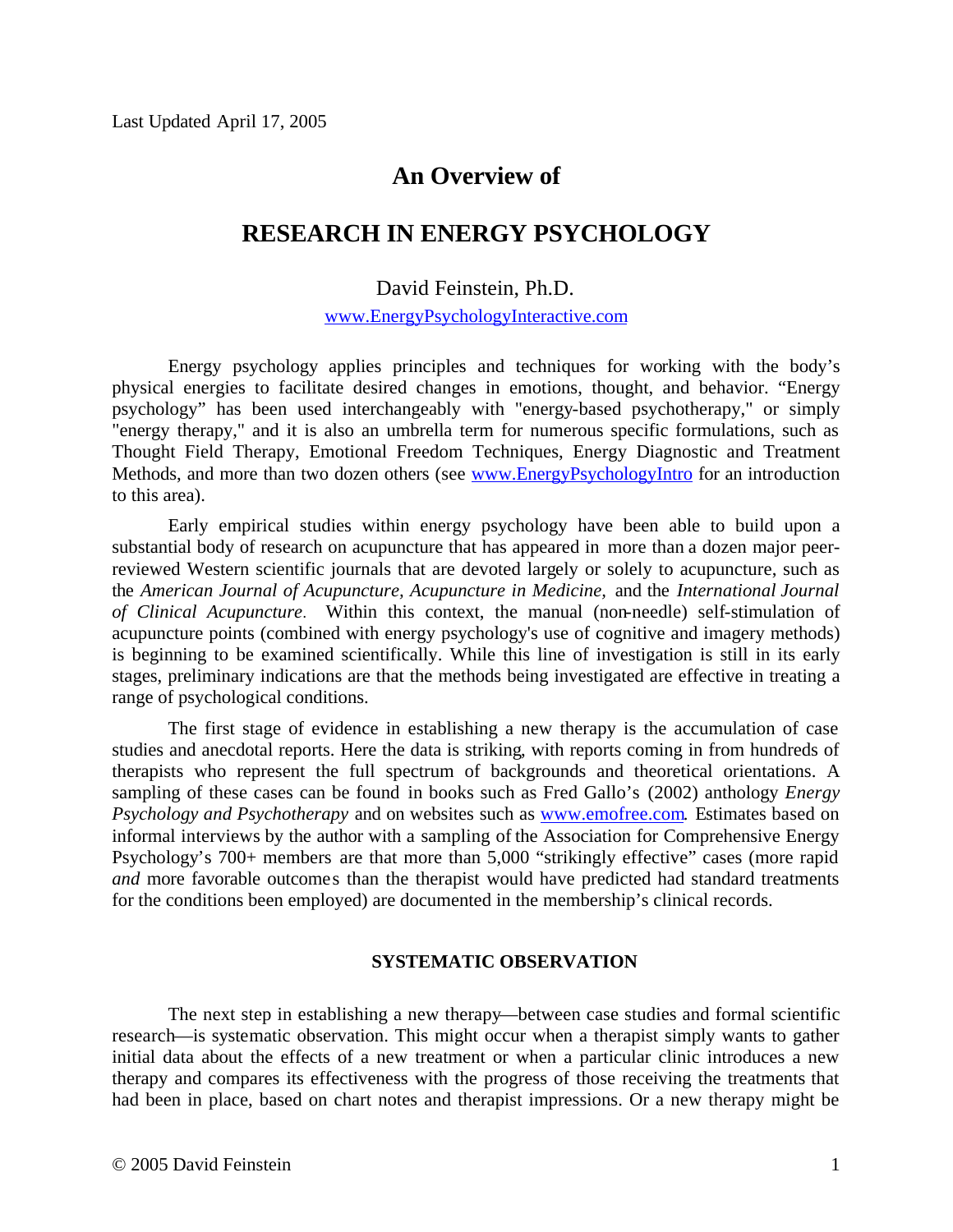Last Updated April 17, 2005

# An Overview of

# RESEARCH IN ENERGY PSYCHOLOGY

David Feinstein, Ph.D.

[www.EnergyPsychologyInteractive.com](http://www.EnergyPsychologyInteractive.com)

Energy psychology applies principles and techniques for working with the body's physical energies to facilitate desired changes in emotions, thought, and behavior. "Energy psychology" has been used interchangeably with "energy-based psychotherapy," or simply "energy therapy," and it is also an umbrella term for numerous specific formulations, such as Thought Field Therapy, Emotional Freedom Techniques, Energy Diagnostic and Treatment Methods, and more than two dozen others (see [www.EnergyPsychologyIntro](http://www.EnergyPsychologyIntro) for an introduction to this area).

Early empirical studies within energy psychology have been able to build upon a substantial body of research on acupuncture that has appeared in more than a dozen major peer-reviewed Western scientific journals that are devoted largely or solely to acupuncture, such as the *American Journal of Acupuncture*, *Acupuncture in Medicine*, and the *International Journal of Clinical Acupuncture*. Within this context, the manual (non-needle) self-stimulation of acupuncture points (combined with energy psychology's use of cognitive and imagery methods) is beginning to be examined scientifically. While this line of investigation is still in its early stages, preliminary indications are that the methods being investigated are effective in treating a range of psychological conditions.

The first stage of evidence in establishing a new therapy is the accumulation of case studies and anecdotal reports. Here the data is striking, with reports coming in from hundreds of therapists who represent the full spectrum of backgrounds and theoretical orientations. A sampling of these cases can be found in books such as Fred Gallo's (2002) anthology *Energy Psychology and Psychotherapy* and on websites such as [www.emofree.com](http://www.emofree.com). Estimates based on informal interviews by the author with a sampling of the Association for Comprehensive Energy Psychology's 700+ members are that more than 5,000 "strikingly effective" cases (more rapid *and* more favorable outcomes than the therapist would have predicted had standard treatments for the conditions been employed) are documented in the membership's clinical records.

## SYSTEMATIC OBSERVATION

The next step in establishing a new therapy—between case studies and formal scientific research—is systematic observation. This might occur when a therapist simply wants to gather initial data about the effects of a new treatment or when a particular clinic introduces a new therapy and compares its effectiveness with the progress of those receiving the treatments that had been in place, based on chart notes and therapist impressions. Or a new therapy might be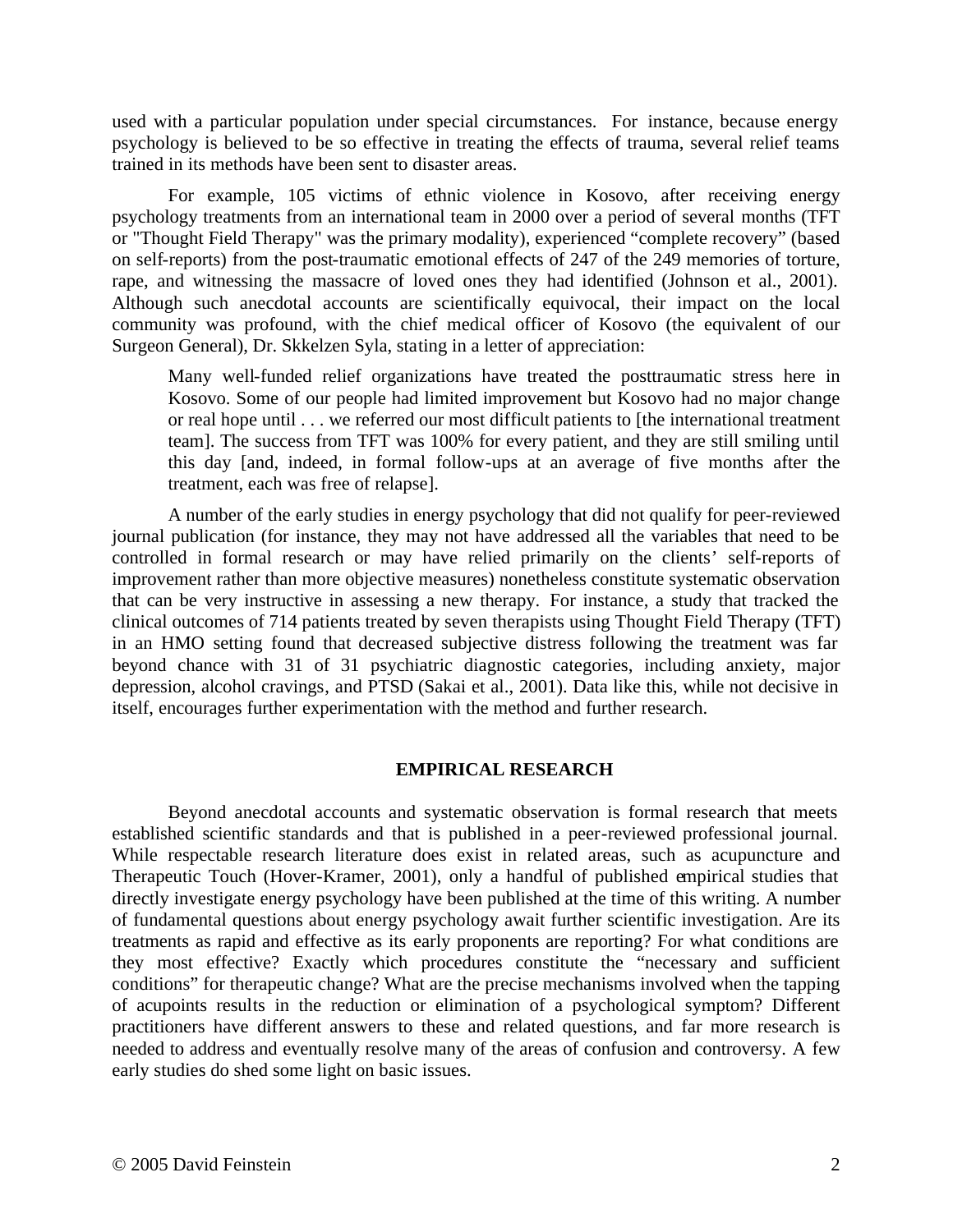used with a particular population under special circumstances. For instance, because energy psychology is believed to be so effective in treating the effects of trauma, several relief teams trained in its methods have been sent to disaster areas.

For example, 105 victims of ethnic violence in Kosovo, after receiving energy psychology treatments from an international team in 2000 over a period of several months (TFT or "Thought Field Therapy" was the primary modality), experienced "complete recovery" (based on self-reports) from the post-traumatic emotional effects of 247 of the 249 memories of torture, rape, and witnessing the massacre of loved ones they had identified (Johnson et al., 2001). Although such anecdotal accounts are scientifically equivocal, their impact on the local community was profound, with the chief medical officer of Kosovo (the equivalent of our Surgeon General), Dr. Skkelzen Syla, stating in a letter of appreciation:

> Many well-funded relief organizations have treated the posttraumatic stress here in Kosovo. Some of our people had limited improvement but Kosovo had no major change or real hope until . . . we referred our most difficult patients to [the international treatment team]. The success from TFT was 100% for every patient, and they are still smiling until this day [and, indeed, in formal follow-ups at an average of five months after the treatment, each was free of relapse].

A number of the early studies in energy psychology that did not qualify for peer-reviewed journal publication (for instance, they may not have addressed all the variables that need to be controlled in formal research or may have relied primarily on the clients' self-reports of improvement rather than more objective measures) nonetheless constitute systematic observation that can be very instructive in assessing a new therapy. For instance, a study that tracked the clinical outcomes of 714 patients treated by seven therapists using Thought Field Therapy (TFT) in an HMO setting found that decreased subjective distress following the treatment was far beyond chance with 31 of 31 psychiatric diagnostic categories, including anxiety, major depression, alcohol cravings, and PTSD (Sakai et al., 2001). Data like this, while not decisive in itself, encourages further experimentation with the method and further research.

## EMPIRICAL RESEARCH

Beyond anecdotal accounts and systematic observation is formal research that meets established scientific standards and that is published in a peer-reviewed professional journal. While respectable research literature does exist in related areas, such as acupuncture and Therapeutic Touch (Hover-Kramer, 2001), only a handful of published empirical studies that directly investigate energy psychology have been published at the time of this writing. A number of fundamental questions about energy psychology await further scientific investigation. Are its treatments as rapid and effective as its early proponents are reporting? For what conditions are they most effective? Exactly which procedures constitute the "necessary and sufficient conditions" for therapeutic change? What are the precise mechanisms involved when the tapping of acupoints results in the reduction or elimination of a psychological symptom? Different practitioners have different answers to these and related questions, and far more research is needed to address and eventually resolve many of the areas of confusion and controversy. A few early studies do shed some light on basic issues.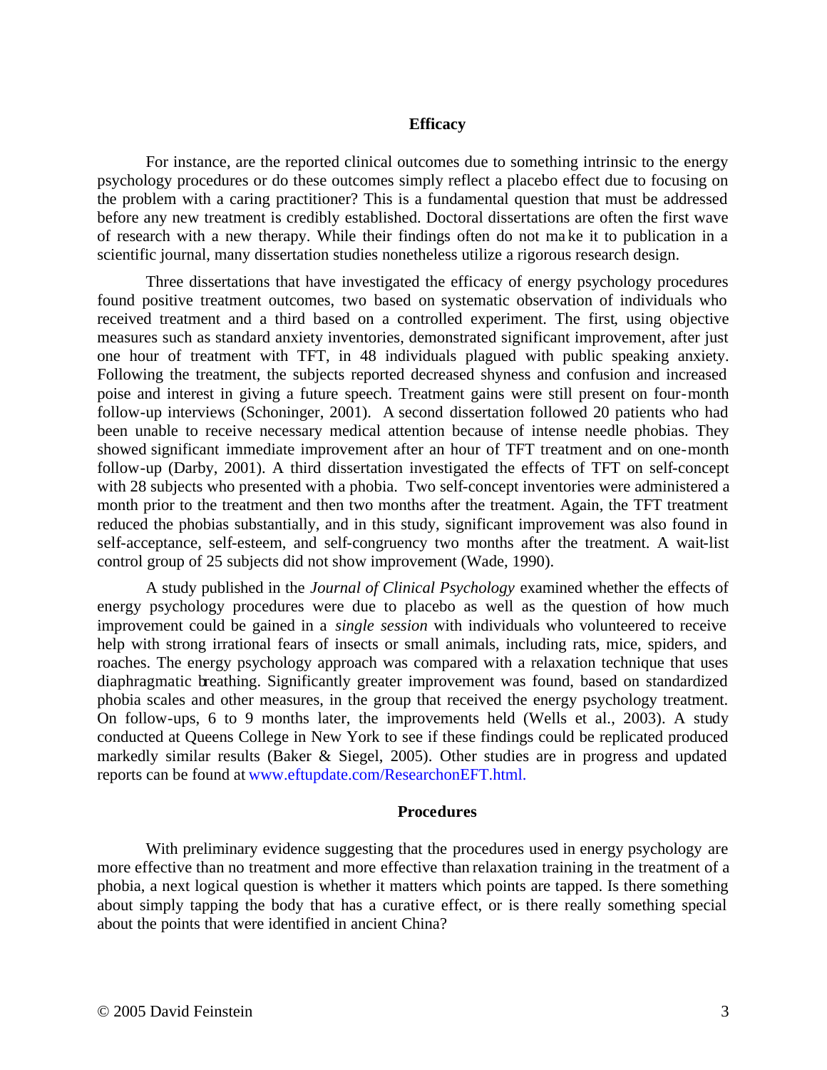## Efficacy

For instance, are the reported clinical outcomes due to something intrinsic to the energy psychology procedures or do these outcomes simply reflect a placebo effect due to focusing on the problem with a caring practitioner? This is a fundamental question that must be addressed before any new treatment is credibly established. Doctoral dissertations are often the first wave of research with a new therapy. While their findings often do not make it to publication in a scientific journal, many dissertation studies nonetheless utilize a rigorous research design.

Three dissertations that have investigated the efficacy of energy psychology procedures found positive treatment outcomes, two based on systematic observation of individuals who received treatment and a third based on a controlled experiment. The first, using objective measures such as standard anxiety inventories, demonstrated significant improvement, after just one hour of treatment with TFT, in 48 individuals plagued with public speaking anxiety. Following the treatment, the subjects reported decreased shyness and confusion and increased poise and interest in giving a future speech. Treatment gains were still present on four-month follow-up interviews (Schoninger, 2001). A second dissertation followed 20 patients who had been unable to receive necessary medical attention because of intense needle phobias. They showed significant immediate improvement after an hour of TFT treatment and on one-month follow-up (Darby, 2001). A third dissertation investigated the effects of TFT on self-concept with 28 subjects who presented with a phobia. Two self-concept inventories were administered a month prior to the treatment and then two months after the treatment. Again, the TFT treatment reduced the phobias substantially, and in this study, significant improvement was also found in self-acceptance, self-esteem, and self-congruency two months after the treatment. A wait-list control group of 25 subjects did not show improvement (Wade, 1990).

A study published in the *Journal of Clinical Psychology* examined whether the effects of energy psychology procedures were due to placebo as well as the question of how much improvement could be gained in a *single session* with individuals who volunteered to receive help with strong irrational fears of insects or small animals, including rats, mice, spiders, and roaches. The energy psychology approach was compared with a relaxation technique that uses diaphragmatic breathing. Significantly greater improvement was found, based on standardized phobia scales and other measures, in the group that received the energy psychology treatment. On follow-ups, 6 to 9 months later, the improvements held (Wells et al., 2003). A study conducted at Queens College in New York to see if these findings could be replicated produced markedly similar results (Baker & Siegel, 2005). Other studies are in progress and updated reports can be found at www.eftupdate.com/ResearchonEFT.html.

## Procedures

With preliminary evidence suggesting that the procedures used in energy psychology are more effective than no treatment and more effective than relaxation training in the treatment of a phobia, a next logical question is whether it matters which points are tapped. Is there something about simply tapping the body that has a curative effect, or is there really something special about the points that were identified in ancient China?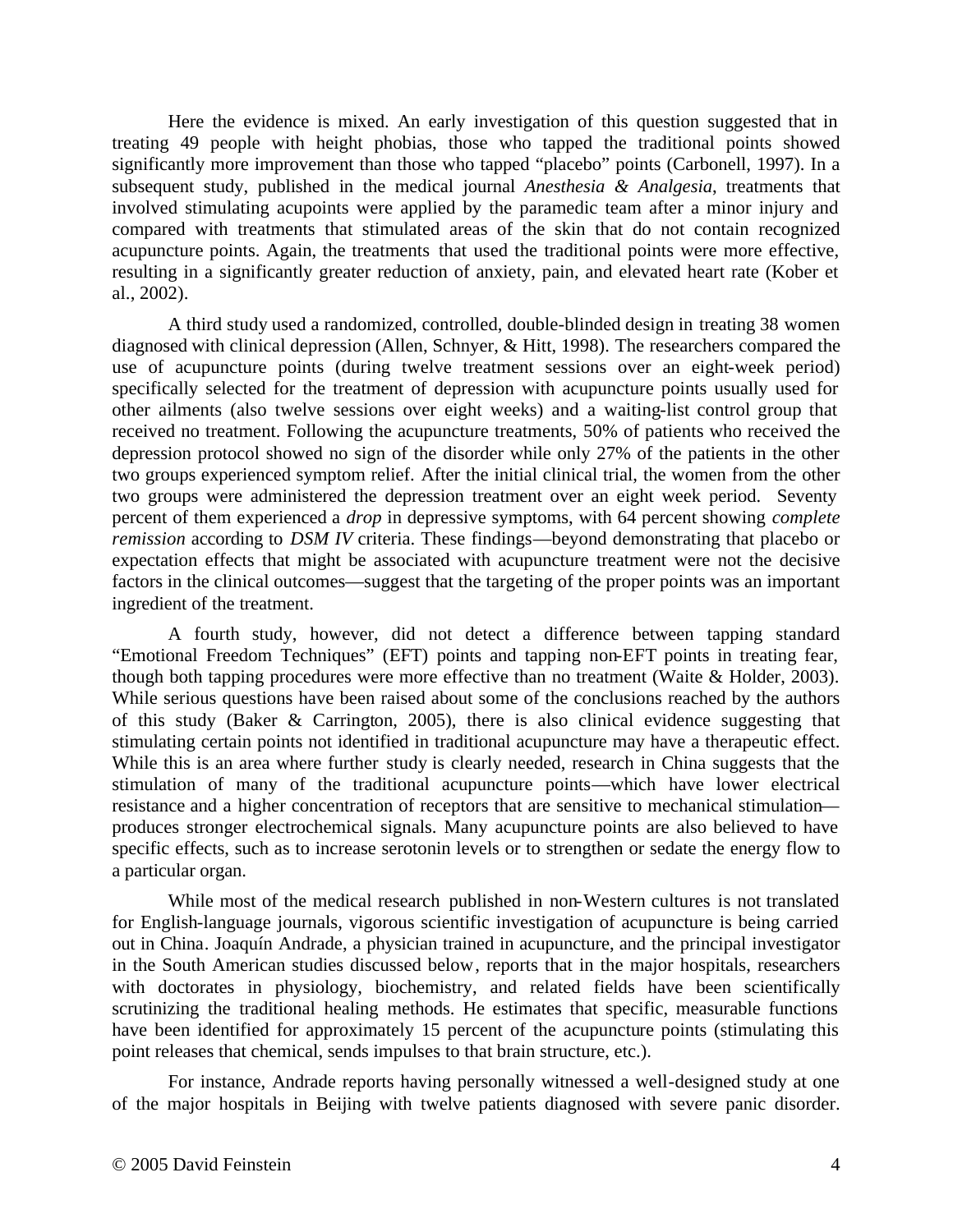Here the evidence is mixed. An early investigation of this question suggested that in treating 49 people with height phobias, those who tapped the traditional points showed significantly more improvement than those who tapped "placebo" points (Carbonell, 1997). In a subsequent study, published in the medical journal *Anesthesia & Analgesia*, treatments that involved stimulating acupoints were applied by the paramedic team after a minor injury and compared with treatments that stimulated areas of the skin that do not contain recognized acupuncture points. Again, the treatments that used the traditional points were more effective, resulting in a significantly greater reduction of anxiety, pain, and elevated heart rate (Kober et al., 2002).

A third study used a randomized, controlled, double-blinded design in treating 38 women diagnosed with clinical depression (Allen, Schnyer, & Hitt, 1998). The researchers compared the use of acupuncture points (during twelve treatment sessions over an eight-week period) specifically selected for the treatment of depression with acupuncture points usually used for other ailments (also twelve sessions over eight weeks) and a waiting-list control group that received no treatment. Following the acupuncture treatments, 50% of patients who received the depression protocol showed no sign of the disorder while only 27% of the patients in the other two groups experienced symptom relief. After the initial clinical trial, the women from the other two groups were administered the depression treatment over an eight week period. Seventy percent of them experienced a *drop* in depressive symptoms, with 64 percent showing *complete remission* according to *DSM IV* criteria. These findings—beyond demonstrating that placebo or expectation effects that might be associated with acupuncture treatment were not the decisive factors in the clinical outcomes—suggest that the targeting of the proper points was an important ingredient of the treatment.

A fourth study, however, did not detect a difference between tapping standard "Emotional Freedom Techniques" (EFT) points and tapping non-EFT points in treating fear, though both tapping procedures were more effective than no treatment (Waite & Holder, 2003). While serious questions have been raised about some of the conclusions reached by the authors of this study (Baker & Carrington, 2005), there is also clinical evidence suggesting that stimulating certain points not identified in traditional acupuncture may have a therapeutic effect. While this is an area where further study is clearly needed, research in China suggests that the stimulation of many of the traditional acupuncture points—which have lower electrical resistance and a higher concentration of receptors that are sensitive to mechanical stimulation—produces stronger electrochemical signals. Many acupuncture points are also believed to have specific effects, such as to increase serotonin levels or to strengthen or sedate the energy flow to a particular organ.

While most of the medical research published in non-Western cultures is not translated for English-language journals, vigorous scientific investigation of acupuncture is being carried out in China. Joaquín Andrade, a physician trained in acupuncture, and the principal investigator in the South American studies discussed below, reports that in the major hospitals, researchers with doctorates in physiology, biochemistry, and related fields have been scientifically scrutinizing the traditional healing methods. He estimates that specific, measurable functions have been identified for approximately 15 percent of the acupuncture points (stimulating this point releases that chemical, sends impulses to that brain structure, etc.).

For instance, Andrade reports having personally witnessed a well-designed study at one of the major hospitals in Beijing with twelve patients diagnosed with severe panic disorder.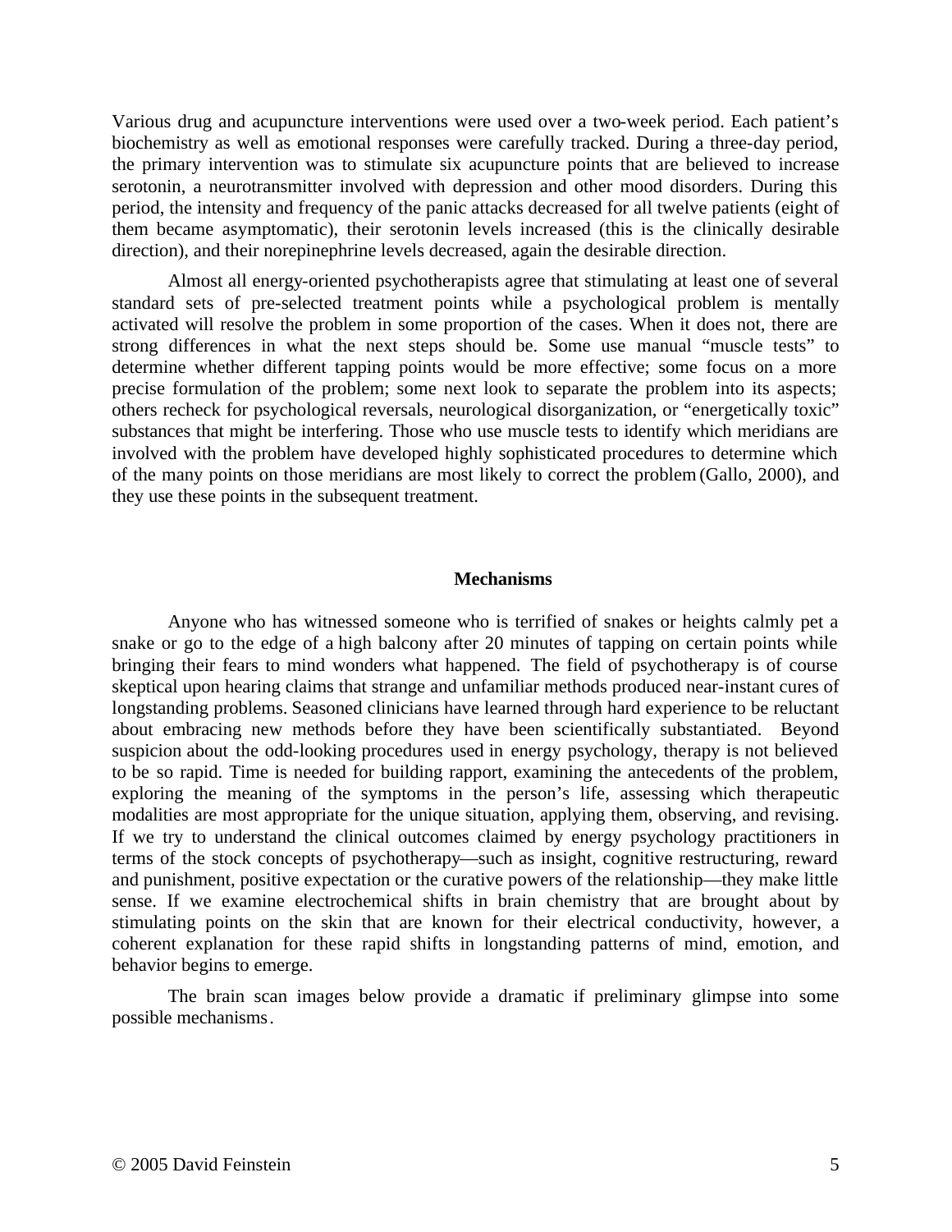Various drug and acupuncture interventions were used over a two-week period. Each patient's biochemistry as well as emotional responses were carefully tracked. During a three-day period, the primary intervention was to stimulate six acupuncture points that are believed to increase serotonin, a neurotransmitter involved with depression and other mood disorders. During this period, the intensity and frequency of the panic attacks decreased for all twelve patients (eight of them became asymptomatic), their serotonin levels increased (this is the clinically desirable direction), and their norepinephrine levels decreased, again the desirable direction.

Almost all energy-oriented psychotherapists agree that stimulating at least one of several standard sets of pre-selected treatment points while a psychological problem is mentally activated will resolve the problem in some proportion of the cases. When it does not, there are strong differences in what the next steps should be. Some use manual "muscle tests" to determine whether different tapping points would be more effective; some focus on a more precise formulation of the problem; some next look to separate the problem into its aspects; others recheck for psychological reversals, neurological disorganization, or "energetically toxic" substances that might be interfering. Those who use muscle tests to identify which meridians are involved with the problem have developed highly sophisticated procedures to determine which of the many points on those meridians are most likely to correct the problem (Gallo, 2000), and they use these points in the subsequent treatment.

## Mechanisms

Anyone who has witnessed someone who is terrified of snakes or heights calmly pet a snake or go to the edge of a high balcony after 20 minutes of tapping on certain points while bringing their fears to mind wonders what happened. The field of psychotherapy is of course skeptical upon hearing claims that strange and unfamiliar methods produced near-instant cures of longstanding problems. Seasoned clinicians have learned through hard experience to be reluctant about embracing new methods before they have been scientifically substantiated. Beyond suspicion about the odd-looking procedures used in energy psychology, therapy is not believed to be so rapid. Time is needed for building rapport, examining the antecedents of the problem, exploring the meaning of the symptoms in the person's life, assessing which therapeutic modalities are most appropriate for the unique situation, applying them, observing, and revising. If we try to understand the clinical outcomes claimed by energy psychology practitioners in terms of the stock concepts of psychotherapy—such as insight, cognitive restructuring, reward and punishment, positive expectation or the curative powers of the relationship—they make little sense. If we examine electrochemical shifts in brain chemistry that are brought about by stimulating points on the skin that are known for their electrical conductivity, however, a coherent explanation for these rapid shifts in longstanding patterns of mind, emotion, and behavior begins to emerge.

The brain scan images below provide a dramatic if preliminary glimpse into some possible mechanisms.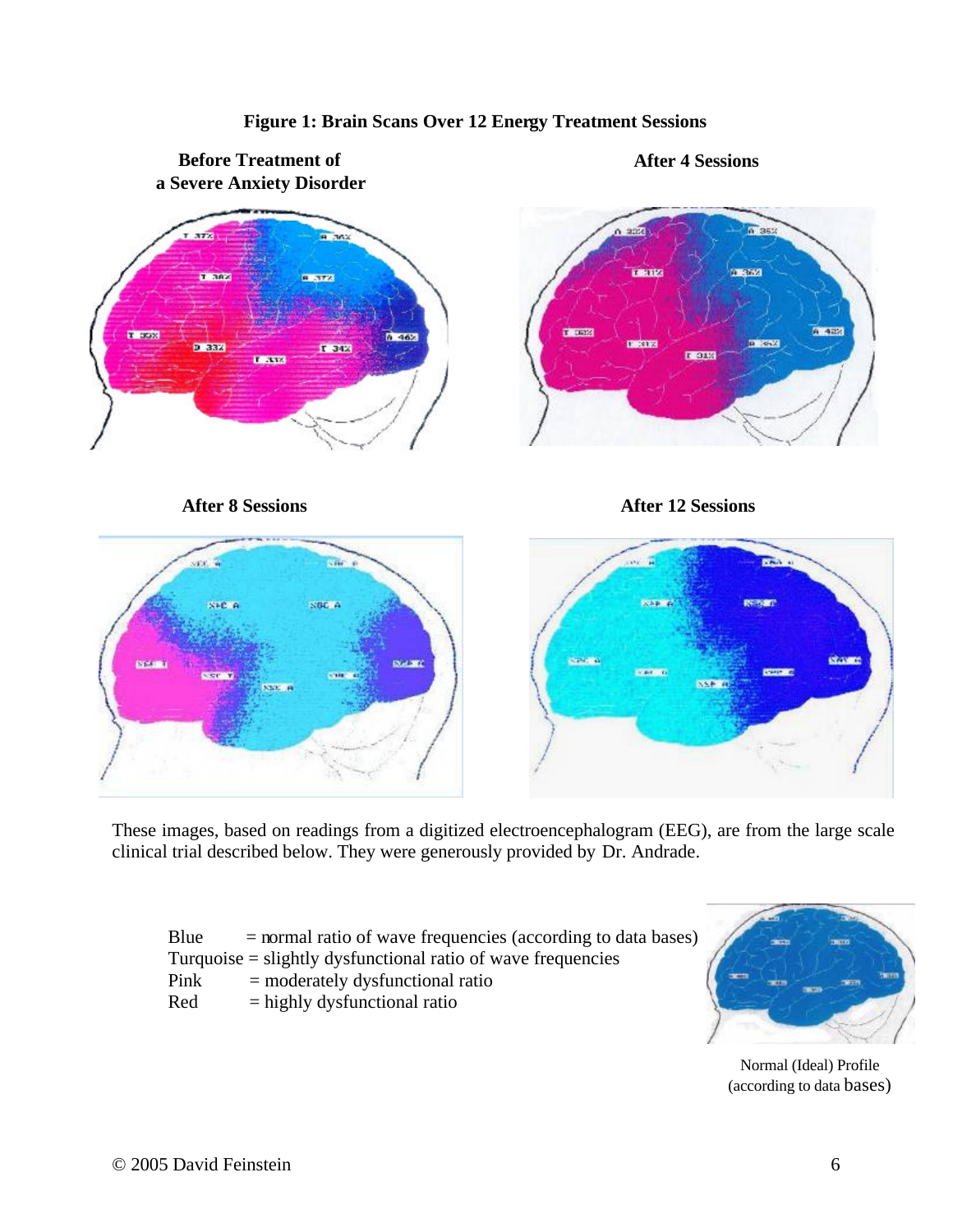**Figure 1: Brain Scans Over 12 Energy Treatment Sessions**

**Before Treatment of a Severe Anxiety Disorder**

**After 4 Sessions**

**After 8 Sessions**

**After 12 Sessions**

These images, based on readings from a digitized electroencephalogram (EEG), are from the large scale clinical trial described below. They were generously provided by Dr. Andrade.

Blue = normal ratio of wave frequencies (according to data bases)
Turquoise = slightly dysfunctional ratio of wave frequencies
Pink = moderately dysfunctional ratio
Red = highly dysfunctional ratio

Normal (Ideal) Profile (according to data bases)

© 2005 David Feinstein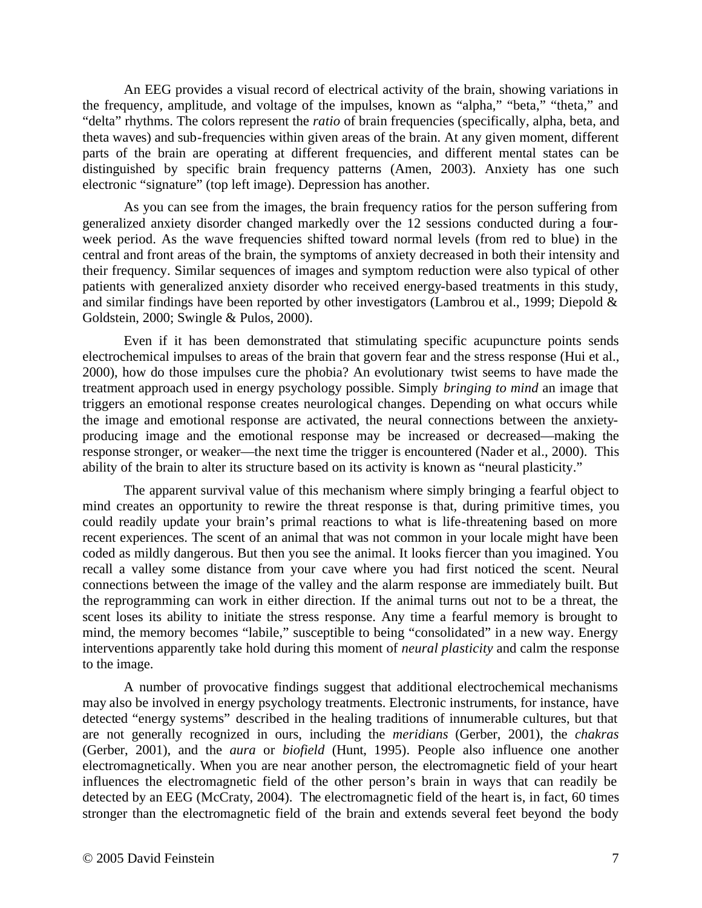An EEG provides a visual record of electrical activity of the brain, showing variations in the frequency, amplitude, and voltage of the impulses, known as "alpha," "beta," "theta," and "delta" rhythms. The colors represent the *ratio* of brain frequencies (specifically, alpha, beta, and theta waves) and sub-frequencies within given areas of the brain. At any given moment, different parts of the brain are operating at different frequencies, and different mental states can be distinguished by specific brain frequency patterns (Amen, 2003). Anxiety has one such electronic "signature" (top left image). Depression has another.

As you can see from the images, the brain frequency ratios for the person suffering from generalized anxiety disorder changed markedly over the 12 sessions conducted during a four-week period. As the wave frequencies shifted toward normal levels (from red to blue) in the central and front areas of the brain, the symptoms of anxiety decreased in both their intensity and their frequency. Similar sequences of images and symptom reduction were also typical of other patients with generalized anxiety disorder who received energy-based treatments in this study, and similar findings have been reported by other investigators (Lambrou et al., 1999; Diepold & Goldstein, 2000; Swingle & Pulos, 2000).

Even if it has been demonstrated that stimulating specific acupuncture points sends electrochemical impulses to areas of the brain that govern fear and the stress response (Hui et al., 2000), how do those impulses cure the phobia? An evolutionary twist seems to have made the treatment approach used in energy psychology possible. Simply *bringing to mind* an image that triggers an emotional response creates neurological changes. Depending on what occurs while the image and emotional response are activated, the neural connections between the anxiety-producing image and the emotional response may be increased or decreased—making the response stronger, or weaker—the next time the trigger is encountered (Nader et al., 2000). This ability of the brain to alter its structure based on its activity is known as "neural plasticity."

The apparent survival value of this mechanism where simply bringing a fearful object to mind creates an opportunity to rewire the threat response is that, during primitive times, you could readily update your brain's primal reactions to what is life-threatening based on more recent experiences. The scent of an animal that was not common in your locale might have been coded as mildly dangerous. But then you see the animal. It looks fiercer than you imagined. You recall a valley some distance from your cave where you had first noticed the scent. Neural connections between the image of the valley and the alarm response are immediately built. But the reprogramming can work in either direction. If the animal turns out not to be a threat, the scent loses its ability to initiate the stress response. Any time a fearful memory is brought to mind, the memory becomes "labile," susceptible to being "consolidated" in a new way. Energy interventions apparently take hold during this moment of *neural plasticity* and calm the response to the image.

A number of provocative findings suggest that additional electrochemical mechanisms may also be involved in energy psychology treatments. Electronic instruments, for instance, have detected "energy systems" described in the healing traditions of innumerable cultures, but that are not generally recognized in ours, including the *meridians* (Gerber, 2001), the *chakras* (Gerber, 2001), and the *aura* or *biofield* (Hunt, 1995). People also influence one another electromagnetically. When you are near another person, the electromagnetic field of your heart influences the electromagnetic field of the other person's brain in ways that can readily be detected by an EEG (McCraty, 2004). The electromagnetic field of the heart is, in fact, 60 times stronger than the electromagnetic field of the brain and extends several feet beyond the body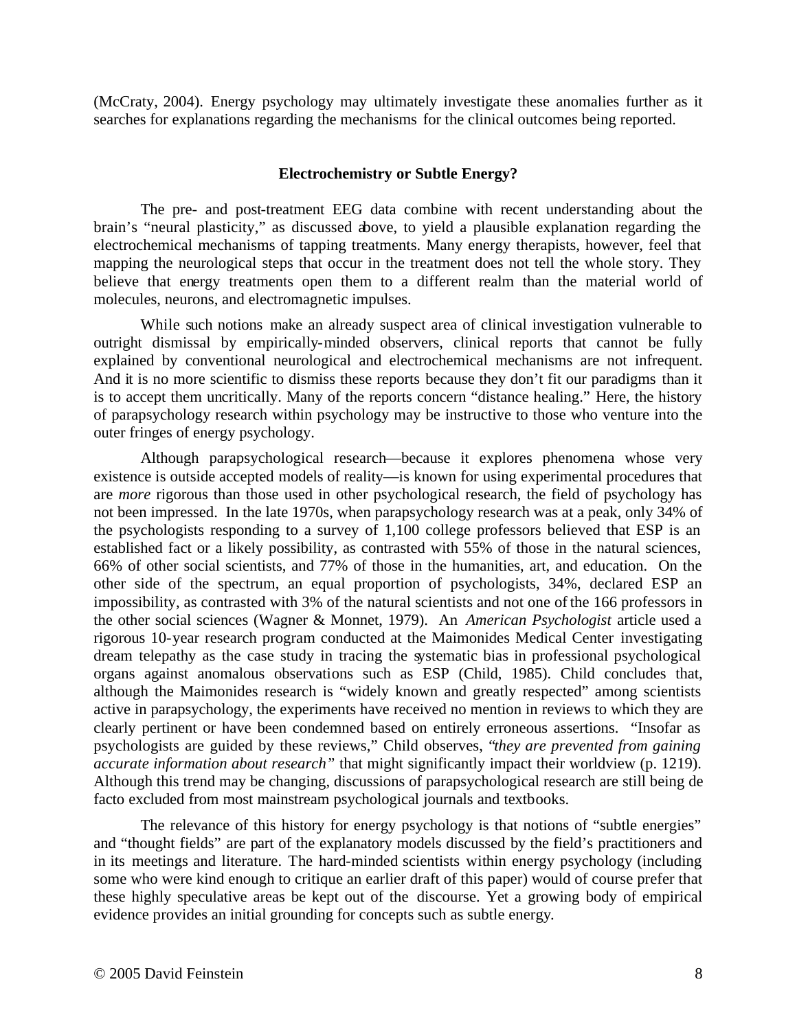(McCraty, 2004). Energy psychology may ultimately investigate these anomalies further as it searches for explanations regarding the mechanisms for the clinical outcomes being reported.

## Electrochemistry or Subtle Energy?

The pre- and post-treatment EEG data combine with recent understanding about the brain's "neural plasticity," as discussed above, to yield a plausible explanation regarding the electrochemical mechanisms of tapping treatments. Many energy therapists, however, feel that mapping the neurological steps that occur in the treatment does not tell the whole story. They believe that energy treatments open them to a different realm than the material world of molecules, neurons, and electromagnetic impulses.

While such notions make an already suspect area of clinical investigation vulnerable to outright dismissal by empirically-minded observers, clinical reports that cannot be fully explained by conventional neurological and electrochemical mechanisms are not infrequent. And it is no more scientific to dismiss these reports because they don't fit our paradigms than it is to accept them uncritically. Many of the reports concern "distance healing." Here, the history of parapsychology research within psychology may be instructive to those who venture into the outer fringes of energy psychology.

Although parapsychological research—because it explores phenomena whose very existence is outside accepted models of reality—is known for using experimental procedures that are *more* rigorous than those used in other psychological research, the field of psychology has not been impressed. In the late 1970s, when parapsychology research was at a peak, only 34% of the psychologists responding to a survey of 1,100 college professors believed that ESP is an established fact or a likely possibility, as contrasted with 55% of those in the natural sciences, 66% of other social scientists, and 77% of those in the humanities, art, and education. On the other side of the spectrum, an equal proportion of psychologists, 34%, declared ESP an impossibility, as contrasted with 3% of the natural scientists and not one of the 166 professors in the other social sciences (Wagner & Monnet, 1979). An *American Psychologist* article used a rigorous 10-year research program conducted at the Maimonides Medical Center investigating dream telepathy as the case study in tracing the systematic bias in professional psychological organs against anomalous observations such as ESP (Child, 1985). Child concludes that, although the Maimonides research is "widely known and greatly respected" among scientists active in parapsychology, the experiments have received no mention in reviews to which they are clearly pertinent or have been condemned based on entirely erroneous assertions. "Insofar as psychologists are guided by these reviews," Child observes, "*they are prevented from gaining accurate information about research*" that might significantly impact their worldview (p. 1219). Although this trend may be changing, discussions of parapsychological research are still being de facto excluded from most mainstream psychological journals and textbooks.

The relevance of this history for energy psychology is that notions of "subtle energies" and "thought fields" are part of the explanatory models discussed by the field's practitioners and in its meetings and literature. The hard-minded scientists within energy psychology (including some who were kind enough to critique an earlier draft of this paper) would of course prefer that these highly speculative areas be kept out of the discourse. Yet a growing body of empirical evidence provides an initial grounding for concepts such as subtle energy.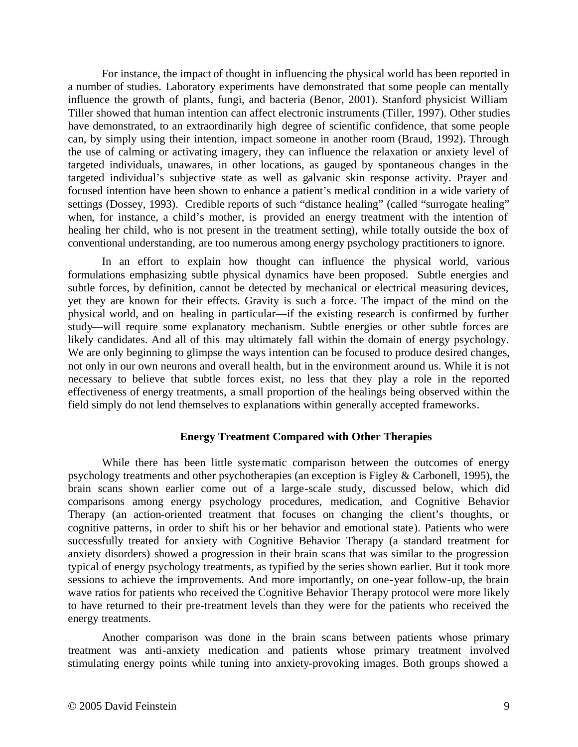For instance, the impact of thought in influencing the physical world has been reported in a number of studies. Laboratory experiments have demonstrated that some people can mentally influence the growth of plants, fungi, and bacteria (Benor, 2001). Stanford physicist William Tiller showed that human intention can affect electronic instruments (Tiller, 1997). Other studies have demonstrated, to an extraordinarily high degree of scientific confidence, that some people can, by simply using their intention, impact someone in another room (Braud, 1992). Through the use of calming or activating imagery, they can influence the relaxation or anxiety level of targeted individuals, unawares, in other locations, as gauged by spontaneous changes in the targeted individual's subjective state as well as galvanic skin response activity. Prayer and focused intention have been shown to enhance a patient's medical condition in a wide variety of settings (Dossey, 1993). Credible reports of such "distance healing" (called "surrogate healing" when, for instance, a child's mother, is provided an energy treatment with the intention of healing her child, who is not present in the treatment setting), while totally outside the box of conventional understanding, are too numerous among energy psychology practitioners to ignore.

In an effort to explain how thought can influence the physical world, various formulations emphasizing subtle physical dynamics have been proposed. Subtle energies and subtle forces, by definition, cannot be detected by mechanical or electrical measuring devices, yet they are known for their effects. Gravity is such a force. The impact of the mind on the physical world, and on healing in particular—if the existing research is confirmed by further study—will require some explanatory mechanism. Subtle energies or other subtle forces are likely candidates. And all of this may ultimately fall within the domain of energy psychology. We are only beginning to glimpse the ways intention can be focused to produce desired changes, not only in our own neurons and overall health, but in the environment around us. While it is not necessary to believe that subtle forces exist, no less that they play a role in the reported effectiveness of energy treatments, a small proportion of the healings being observed within the field simply do not lend themselves to explanations within generally accepted frameworks.

### Energy Treatment Compared with Other Therapies

While there has been little systematic comparison between the outcomes of energy psychology treatments and other psychotherapies (an exception is Figley & Carbonell, 1995), the brain scans shown earlier come out of a large-scale study, discussed below, which did comparisons among energy psychology procedures, medication, and Cognitive Behavior Therapy (an action-oriented treatment that focuses on changing the client's thoughts, or cognitive patterns, in order to shift his or her behavior and emotional state). Patients who were successfully treated for anxiety with Cognitive Behavior Therapy (a standard treatment for anxiety disorders) showed a progression in their brain scans that was similar to the progression typical of energy psychology treatments, as typified by the series shown earlier. But it took more sessions to achieve the improvements. And more importantly, on one-year follow-up, the brain wave ratios for patients who received the Cognitive Behavior Therapy protocol were more likely to have returned to their pre-treatment levels than they were for the patients who received the energy treatments.

Another comparison was done in the brain scans between patients whose primary treatment was anti-anxiety medication and patients whose primary treatment involved stimulating energy points while tuning into anxiety-provoking images. Both groups showed a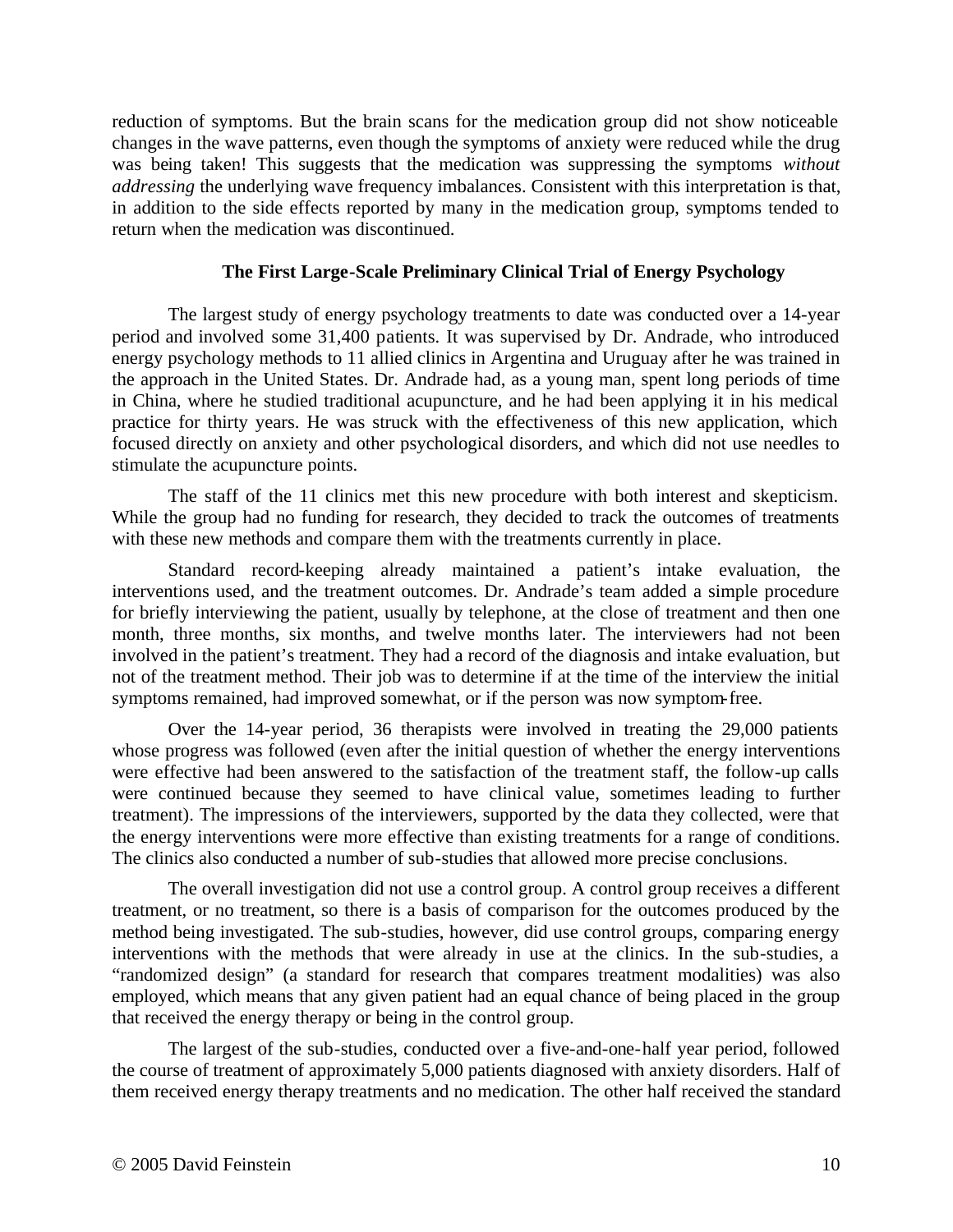reduction of symptoms. But the brain scans for the medication group did not show noticeable changes in the wave patterns, even though the symptoms of anxiety were reduced while the drug was being taken! This suggests that the medication was suppressing the symptoms *without addressing* the underlying wave frequency imbalances. Consistent with this interpretation is that, in addition to the side effects reported by many in the medication group, symptoms tended to return when the medication was discontinued.

## The First Large-Scale Preliminary Clinical Trial of Energy Psychology

The largest study of energy psychology treatments to date was conducted over a 14-year period and involved some 31,400 patients. It was supervised by Dr. Andrade, who introduced energy psychology methods to 11 allied clinics in Argentina and Uruguay after he was trained in the approach in the United States. Dr. Andrade had, as a young man, spent long periods of time in China, where he studied traditional acupuncture, and he had been applying it in his medical practice for thirty years. He was struck with the effectiveness of this new application, which focused directly on anxiety and other psychological disorders, and which did not use needles to stimulate the acupuncture points.

The staff of the 11 clinics met this new procedure with both interest and skepticism. While the group had no funding for research, they decided to track the outcomes of treatments with these new methods and compare them with the treatments currently in place.

Standard record-keeping already maintained a patient's intake evaluation, the interventions used, and the treatment outcomes. Dr. Andrade's team added a simple procedure for briefly interviewing the patient, usually by telephone, at the close of treatment and then one month, three months, six months, and twelve months later. The interviewers had not been involved in the patient's treatment. They had a record of the diagnosis and intake evaluation, but not of the treatment method. Their job was to determine if at the time of the interview the initial symptoms remained, had improved somewhat, or if the person was now symptom-free.

Over the 14-year period, 36 therapists were involved in treating the 29,000 patients whose progress was followed (even after the initial question of whether the energy interventions were effective had been answered to the satisfaction of the treatment staff, the follow-up calls were continued because they seemed to have clinical value, sometimes leading to further treatment). The impressions of the interviewers, supported by the data they collected, were that the energy interventions were more effective than existing treatments for a range of conditions. The clinics also conducted a number of sub-studies that allowed more precise conclusions.

The overall investigation did not use a control group. A control group receives a different treatment, or no treatment, so there is a basis of comparison for the outcomes produced by the method being investigated. The sub-studies, however, did use control groups, comparing energy interventions with the methods that were already in use at the clinics. In the sub-studies, a "randomized design" (a standard for research that compares treatment modalities) was also employed, which means that any given patient had an equal chance of being placed in the group that received the energy therapy or being in the control group.

The largest of the sub-studies, conducted over a five-and-one-half year period, followed the course of treatment of approximately 5,000 patients diagnosed with anxiety disorders. Half of them received energy therapy treatments and no medication. The other half received the standard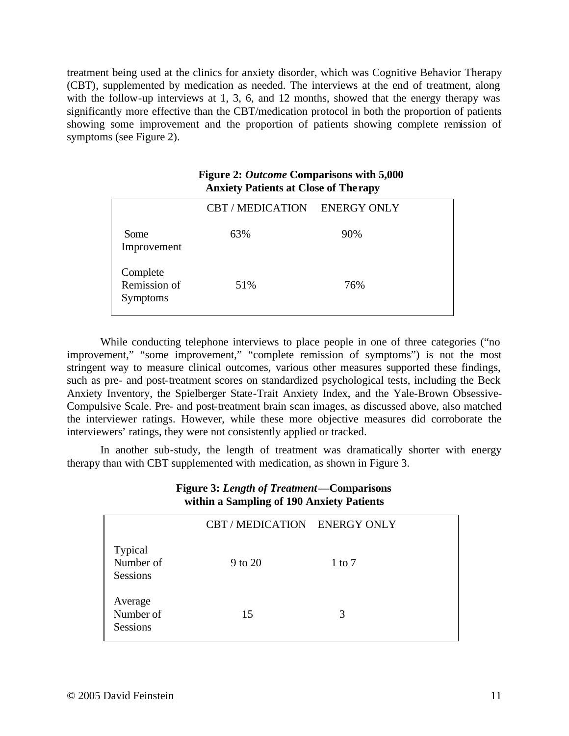treatment being used at the clinics for anxiety disorder, which was Cognitive Behavior Therapy (CBT), supplemented by medication as needed. The interviews at the end of treatment, along with the follow-up interviews at 1, 3, 6, and 12 months, showed that the energy therapy was significantly more effective than the CBT/medication protocol in both the proportion of patients showing some improvement and the proportion of patients showing complete remission of symptoms (see Figure 2).

**Figure 2: *Outcome* Comparisons with 5,000 Anxiety Patients at Close of Therapy**

| | CBT / MEDICATION | ENERGY ONLY |
|---|---|---|
| Some Improvement | 63% | 90% |
| Complete Remission of Symptoms | 51% | 76% |

While conducting telephone interviews to place people in one of three categories ("no improvement," "some improvement," "complete remission of symptoms") is not the most stringent way to measure clinical outcomes, various other measures supported these findings, such as pre- and post-treatment scores on standardized psychological tests, including the Beck Anxiety Inventory, the Spielberger State-Trait Anxiety Index, and the Yale-Brown Obsessive-Compulsive Scale. Pre- and post-treatment brain scan images, as discussed above, also matched the interviewer ratings. However, while these more objective measures did corroborate the interviewers' ratings, they were not consistently applied or tracked.

In another sub-study, the length of treatment was dramatically shorter with energy therapy than with CBT supplemented with medication, as shown in Figure 3.

**Figure 3: *Length of Treatment*—Comparisons within a Sampling of 190 Anxiety Patients**

| | CBT / MEDICATION | ENERGY ONLY |
|---|---|---|
| Typical Number of Sessions | 9 to 20 | 1 to 7 |
| Average Number of Sessions | 15 | 3 |

© 2005 David Feinstein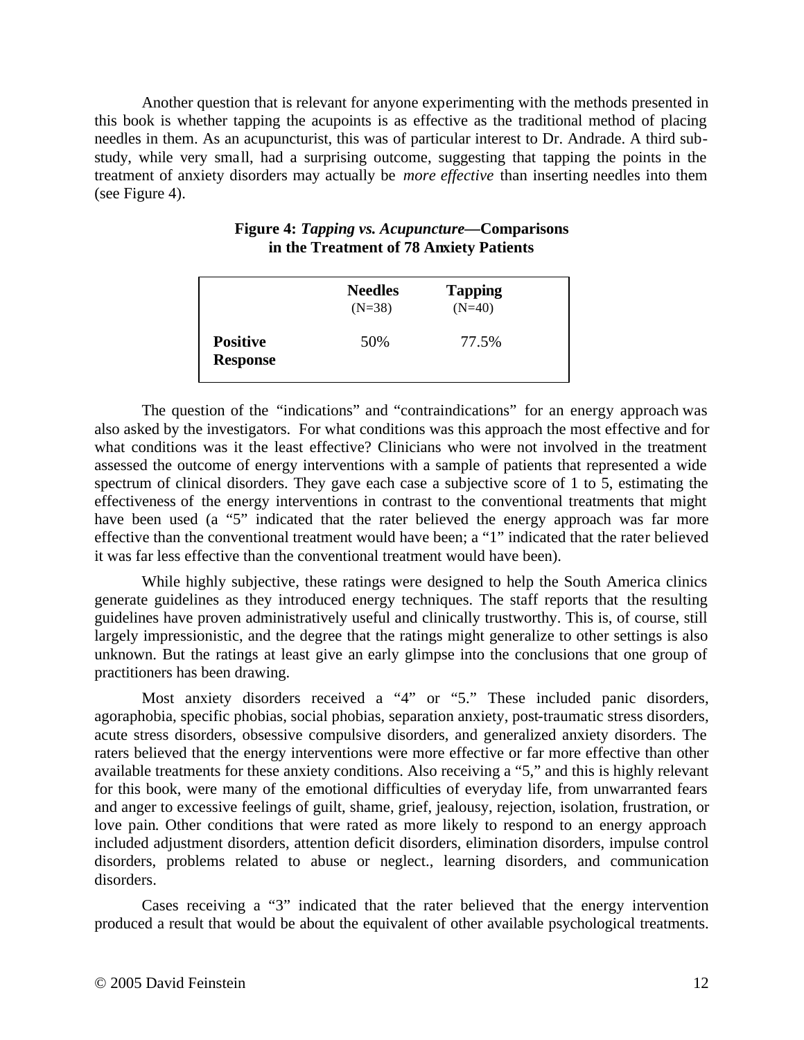Another question that is relevant for anyone experimenting with the methods presented in this book is whether tapping the acupoints is as effective as the traditional method of placing needles in them. As an acupuncturist, this was of particular interest to Dr. Andrade. A third sub-study, while very small, had a surprising outcome, suggesting that tapping the points in the treatment of anxiety disorders may actually be *more effective* than inserting needles into them (see Figure 4).

**Figure 4: *Tapping vs. Acupuncture*—Comparisons in the Treatment of 78 Anxiety Patients**

| | **Needles** (N=38) | **Tapping** (N=40) |
|---|---|---|
| **Positive Response** | 50% | 77.5% |

The question of the "indications" and "contraindications" for an energy approach was also asked by the investigators. For what conditions was this approach the most effective and for what conditions was it the least effective? Clinicians who were not involved in the treatment assessed the outcome of energy interventions with a sample of patients that represented a wide spectrum of clinical disorders. They gave each case a subjective score of 1 to 5, estimating the effectiveness of the energy interventions in contrast to the conventional treatments that might have been used (a "5" indicated that the rater believed the energy approach was far more effective than the conventional treatment would have been; a "1" indicated that the rater believed it was far less effective than the conventional treatment would have been).

While highly subjective, these ratings were designed to help the South America clinics generate guidelines as they introduced energy techniques. The staff reports that the resulting guidelines have proven administratively useful and clinically trustworthy. This is, of course, still largely impressionistic, and the degree that the ratings might generalize to other settings is also unknown. But the ratings at least give an early glimpse into the conclusions that one group of practitioners has been drawing.

Most anxiety disorders received a "4" or "5." These included panic disorders, agoraphobia, specific phobias, social phobias, separation anxiety, post-traumatic stress disorders, acute stress disorders, obsessive compulsive disorders, and generalized anxiety disorders. The raters believed that the energy interventions were more effective or far more effective than other available treatments for these anxiety conditions. Also receiving a "5," and this is highly relevant for this book, were many of the emotional difficulties of everyday life, from unwarranted fears and anger to excessive feelings of guilt, shame, grief, jealousy, rejection, isolation, frustration, or love pain. Other conditions that were rated as more likely to respond to an energy approach included adjustment disorders, attention deficit disorders, elimination disorders, impulse control disorders, problems related to abuse or neglect., learning disorders, and communication disorders.

Cases receiving a "3" indicated that the rater believed that the energy intervention produced a result that would be about the equivalent of other available psychological treatments.

© 2005 David Feinstein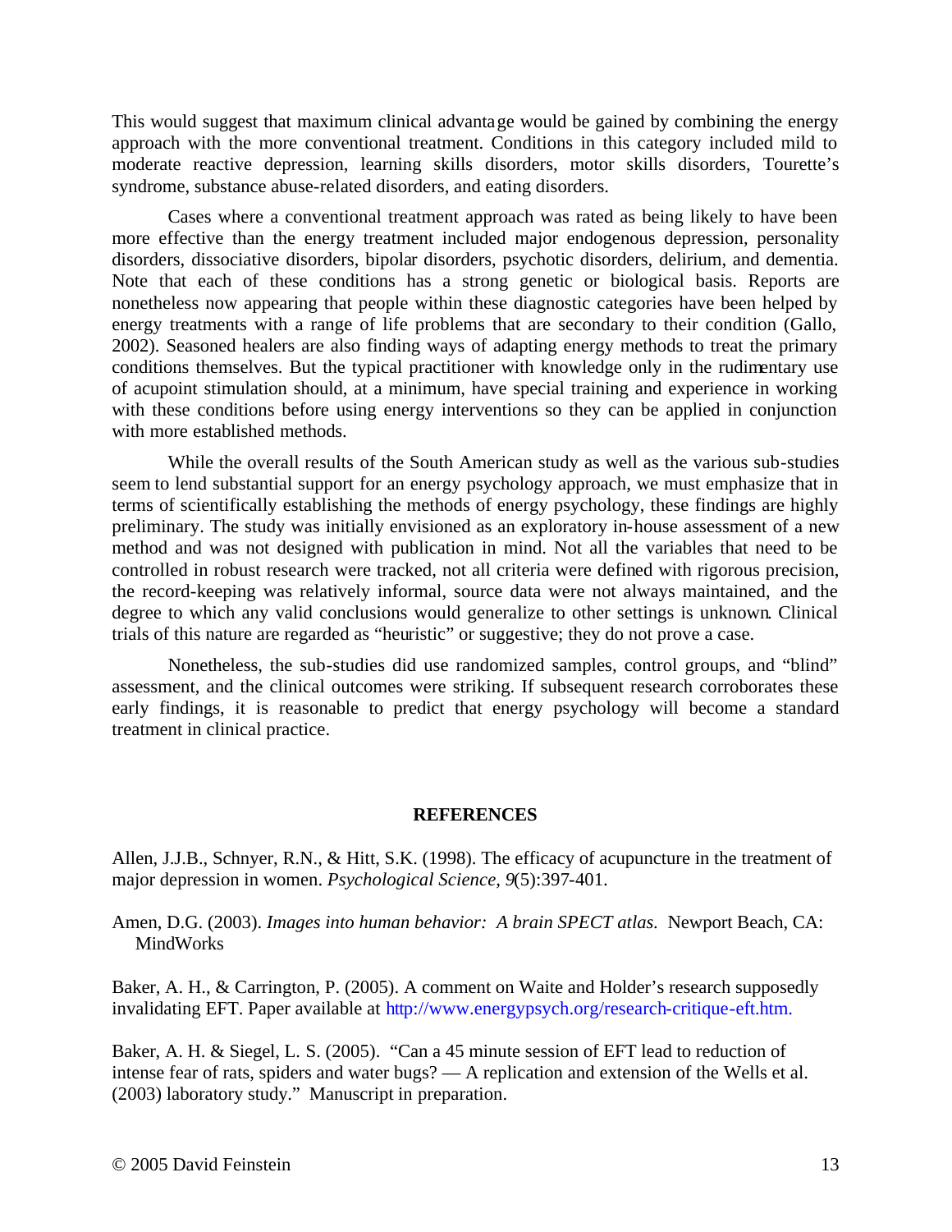This would suggest that maximum clinical advantage would be gained by combining the energy approach with the more conventional treatment. Conditions in this category included mild to moderate reactive depression, learning skills disorders, motor skills disorders, Tourette's syndrome, substance abuse-related disorders, and eating disorders.

Cases where a conventional treatment approach was rated as being likely to have been more effective than the energy treatment included major endogenous depression, personality disorders, dissociative disorders, bipolar disorders, psychotic disorders, delirium, and dementia. Note that each of these conditions has a strong genetic or biological basis. Reports are nonetheless now appearing that people within these diagnostic categories have been helped by energy treatments with a range of life problems that are secondary to their condition (Gallo, 2002). Seasoned healers are also finding ways of adapting energy methods to treat the primary conditions themselves. But the typical practitioner with knowledge only in the rudimentary use of acupoint stimulation should, at a minimum, have special training and experience in working with these conditions before using energy interventions so they can be applied in conjunction with more established methods.

While the overall results of the South American study as well as the various sub-studies seem to lend substantial support for an energy psychology approach, we must emphasize that in terms of scientifically establishing the methods of energy psychology, these findings are highly preliminary. The study was initially envisioned as an exploratory in-house assessment of a new method and was not designed with publication in mind. Not all the variables that need to be controlled in robust research were tracked, not all criteria were defined with rigorous precision, the record-keeping was relatively informal, source data were not always maintained, and the degree to which any valid conclusions would generalize to other settings is unknown. Clinical trials of this nature are regarded as "heuristic" or suggestive; they do not prove a case.

Nonetheless, the sub-studies did use randomized samples, control groups, and "blind" assessment, and the clinical outcomes were striking. If subsequent research corroborates these early findings, it is reasonable to predict that energy psychology will become a standard treatment in clinical practice.

## REFERENCES

Allen, J.J.B., Schnyer, R.N., & Hitt, S.K. (1998). The efficacy of acupuncture in the treatment of major depression in women. *Psychological Science, 9*(5):397-401.

Amen, D.G. (2003). *Images into human behavior: A brain SPECT atlas.* Newport Beach, CA: MindWorks

Baker, A. H., & Carrington, P. (2005). A comment on Waite and Holder's research supposedly invalidating EFT. Paper available at http://www.energypsych.org/research-critique-eft.htm.

Baker, A. H. & Siegel, L. S. (2005). "Can a 45 minute session of EFT lead to reduction of intense fear of rats, spiders and water bugs? — A replication and extension of the Wells et al. (2003) laboratory study." Manuscript in preparation.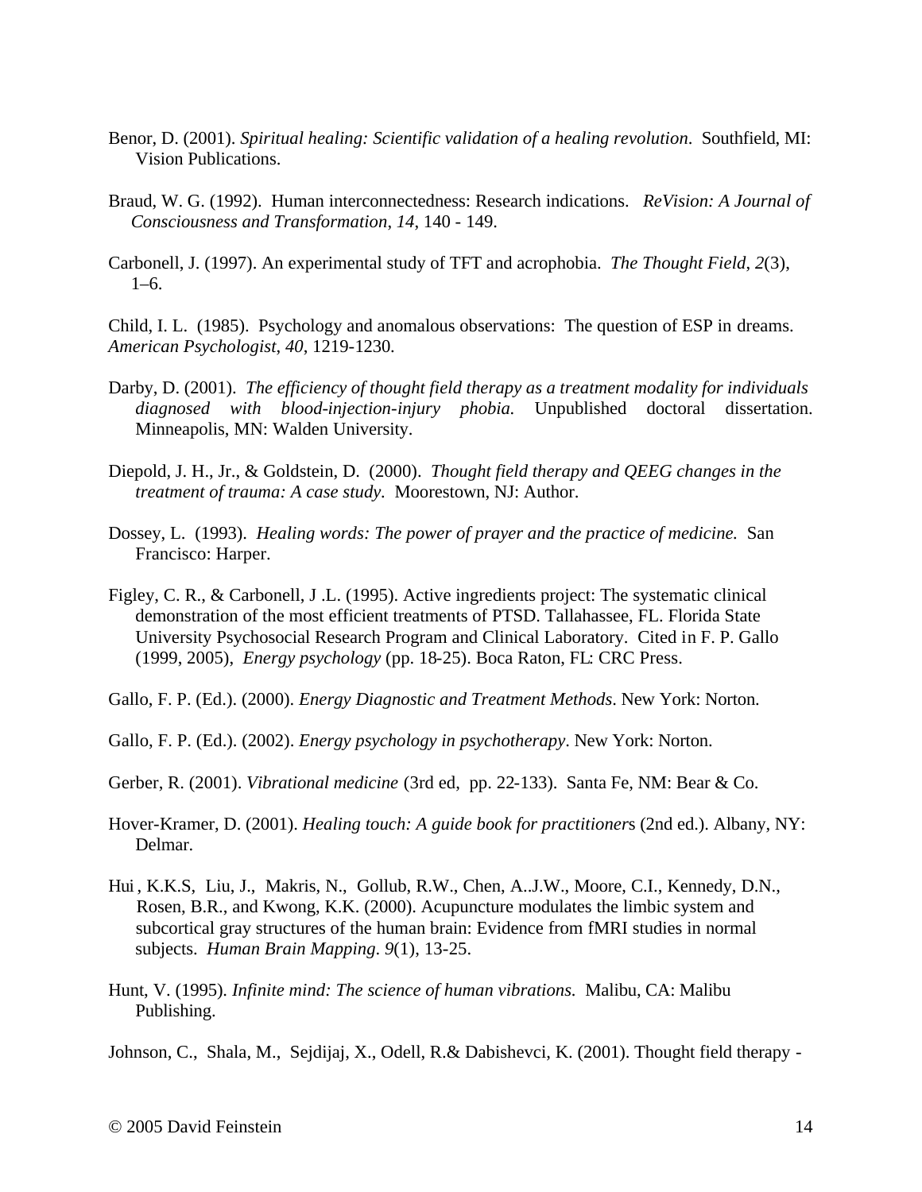Benor, D. (2001). *Spiritual healing: Scientific validation of a healing revolution*. Southfield, MI: Vision Publications.

Braud, W. G. (1992). Human interconnectedness: Research indications. *ReVision: A Journal of Consciousness and Transformation*, *14*, 140 - 149.

Carbonell, J. (1997). An experimental study of TFT and acrophobia. *The Thought Field*, *2*(3), 1–6.

Child, I. L. (1985). Psychology and anomalous observations: The question of ESP in dreams. *American Psychologist*, *40*, 1219-1230.

Darby, D. (2001). *The efficiency of thought field therapy as a treatment modality for individuals diagnosed with blood-injection-injury phobia.* Unpublished doctoral dissertation. Minneapolis, MN: Walden University.

Diepold, J. H., Jr., & Goldstein, D. (2000). *Thought field therapy and QEEG changes in the treatment of trauma: A case study*. Moorestown, NJ: Author.

Dossey, L. (1993). *Healing words: The power of prayer and the practice of medicine.* San Francisco: Harper.

Figley, C. R., & Carbonell, J .L. (1995). Active ingredients project: The systematic clinical demonstration of the most efficient treatments of PTSD. Tallahassee, FL. Florida State University Psychosocial Research Program and Clinical Laboratory. Cited in F. P. Gallo (1999, 2005), *Energy psychology* (pp. 18-25). Boca Raton, FL: CRC Press.

Gallo, F. P. (Ed.). (2000). *Energy Diagnostic and Treatment Methods*. New York: Norton.

Gallo, F. P. (Ed.). (2002). *Energy psychology in psychotherapy*. New York: Norton.

Gerber, R. (2001). *Vibrational medicine* (3rd ed, pp. 22-133). Santa Fe, NM: Bear & Co.

Hover-Kramer, D. (2001). *Healing touch: A guide book for practitioners* (2nd ed.). Albany, NY: Delmar.

Hui , K.K.S, Liu, J., Makris, N., Gollub, R.W., Chen, A..J.W., Moore, C.I., Kennedy, D.N., Rosen, B.R., and Kwong, K.K. (2000). Acupuncture modulates the limbic system and subcortical gray structures of the human brain: Evidence from fMRI studies in normal subjects. *Human Brain Mapping*. *9*(1), 13-25.

Hunt, V. (1995). *Infinite mind: The science of human vibrations.* Malibu, CA: Malibu Publishing.

Johnson, C., Shala, M., Sejdijaj, X., Odell, R.& Dabishevci, K. (2001). Thought field therapy -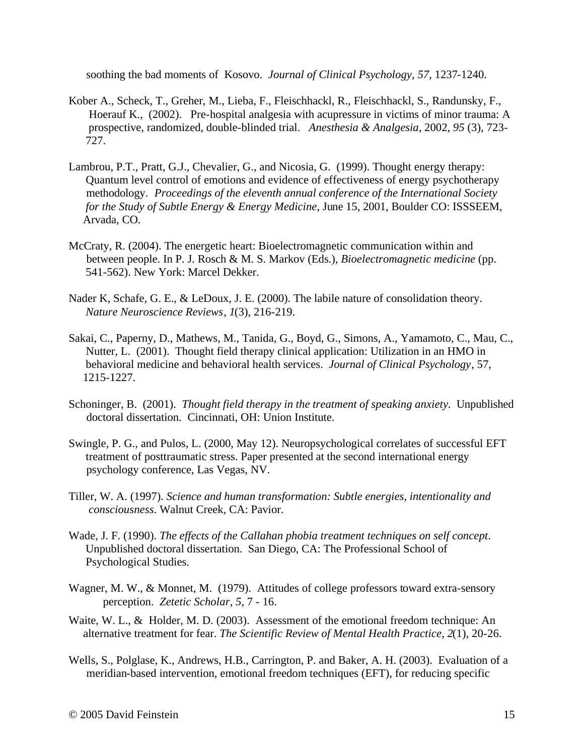soothing the bad moments of Kosovo. *Journal of Clinical Psychology, 57*, 1237-1240.

Kober A., Scheck, T., Greher, M., Lieba, F., Fleischhackl, R., Fleischhackl, S., Randunsky, F., Hoerauf K., (2002). Pre-hospital analgesia with acupressure in victims of minor trauma: A prospective, randomized, double-blinded trial. *Anesthesia & Analgesia*, 2002, *95* (3), 723-727.

Lambrou, P.T., Pratt, G.J., Chevalier, G., and Nicosia, G. (1999). Thought energy therapy: Quantum level control of emotions and evidence of effectiveness of energy psychotherapy methodology. *Proceedings of the eleventh annual conference of the International Society for the Study of Subtle Energy & Energy Medicine*, June 15, 2001, Boulder CO: ISSSEEM, Arvada, CO.

McCraty, R. (2004). The energetic heart: Bioelectromagnetic communication within and between people. In P. J. Rosch & M. S. Markov (Eds.), *Bioelectromagnetic medicine* (pp. 541-562). New York: Marcel Dekker.

Nader K, Schafe, G. E., & LeDoux, J. E. (2000). The labile nature of consolidation theory. *Nature Neuroscience Reviews*, *1*(3), 216-219.

Sakai, C., Paperny, D., Mathews, M., Tanida, G., Boyd, G., Simons, A., Yamamoto, C., Mau, C., Nutter, L. (2001). Thought field therapy clinical application: Utilization in an HMO in behavioral medicine and behavioral health services. *Journal of Clinical Psychology*, 57, 1215-1227.

Schoninger, B. (2001). *Thought field therapy in the treatment of speaking anxiety*. Unpublished doctoral dissertation. Cincinnati, OH: Union Institute.

Swingle, P. G., and Pulos, L. (2000, May 12). Neuropsychological correlates of successful EFT treatment of posttraumatic stress. Paper presented at the second international energy psychology conference, Las Vegas, NV.

Tiller, W. A. (1997). *Science and human transformation: Subtle energies, intentionality and consciousness*. Walnut Creek, CA: Pavior.

Wade, J. F. (1990). *The effects of the Callahan phobia treatment techniques on self concept*. Unpublished doctoral dissertation. San Diego, CA: The Professional School of Psychological Studies.

Wagner, M. W., & Monnet, M. (1979). Attitudes of college professors toward extra-sensory perception. *Zetetic Scholar*, *5*, 7 - 16.

Waite, W. L., & Holder, M. D. (2003). Assessment of the emotional freedom technique: An alternative treatment for fear. *The Scientific Review of Mental Health Practice*, *2*(1), 20-26.

Wells, S., Polglase, K., Andrews, H.B., Carrington, P. and Baker, A. H. (2003). Evaluation of a meridian-based intervention, emotional freedom techniques (EFT), for reducing specific

© 2005 David Feinstein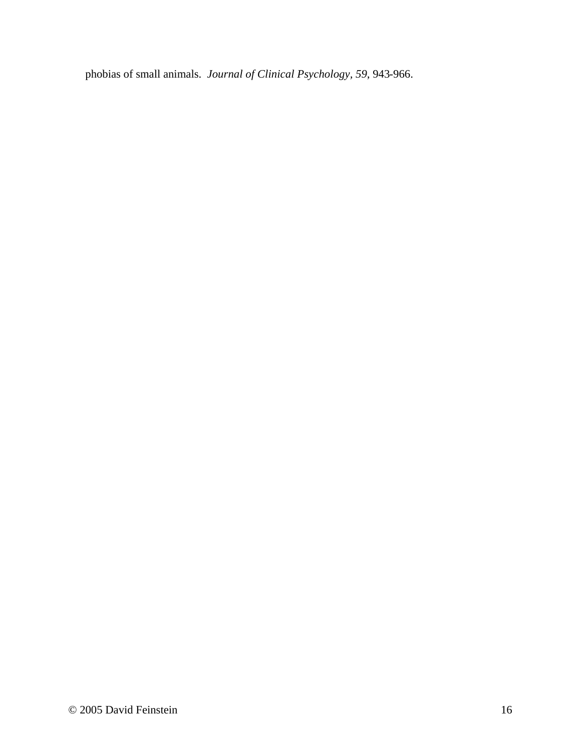phobias of small animals. *Journal of Clinical Psychology*, *59*, 943-966.